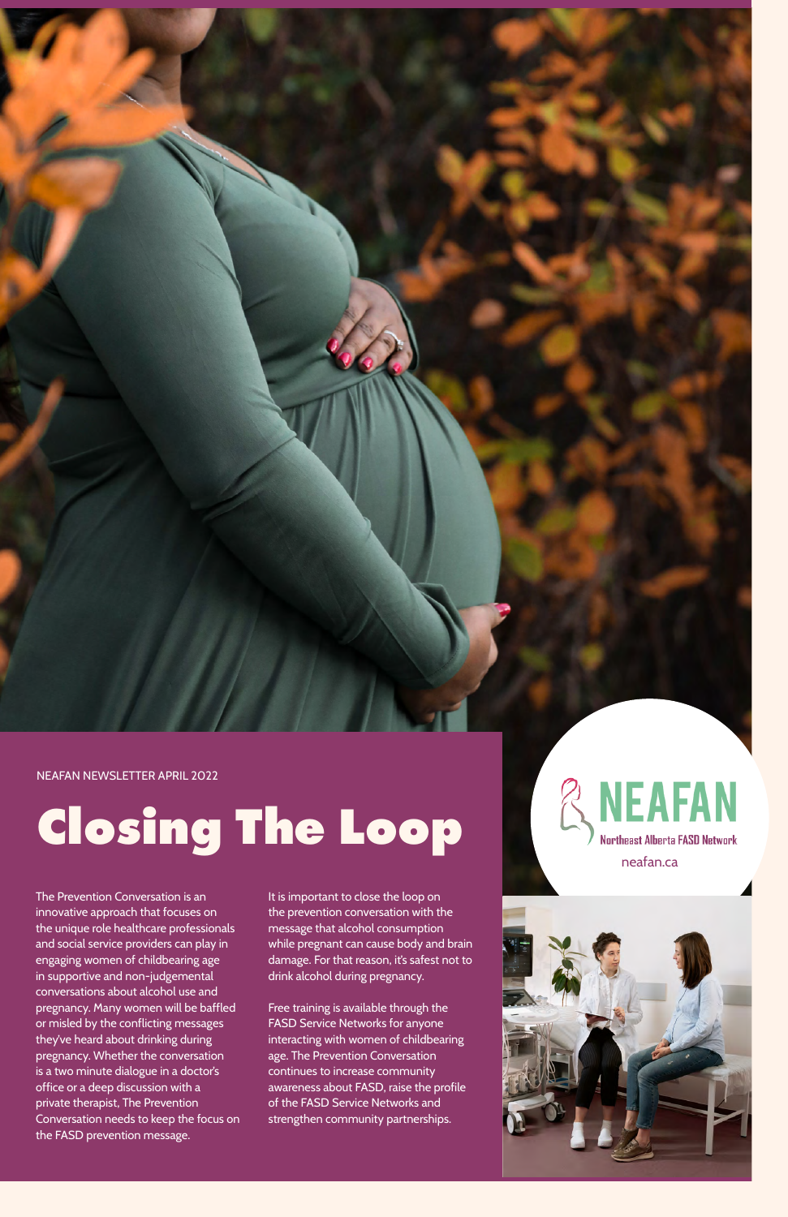NEAFAN NEWSLETTER APRIL 2022

# Closing The Loop

The Prevention Conversation is an innovative approach that focuses on the unique role healthcare professionals and social service providers can play in engaging women of childbearing age in supportive and non-judgemental conversations about alcohol use and pregnancy. Many women will be baffled or misled by the conflicting messages they've heard about drinking during pregnancy. Whether the conversation is a two minute dialogue in a doctor's office or a deep discussion with a private therapist, The Prevention Conversation needs to keep the focus on the FASD prevention message.

It is important to close the loop on the prevention conversation with the message that alcohol consumption while pregnant can cause body and brain damage. For that reason, it's safest not to drink alcohol during pregnancy.

Free training is available through the FASD Service Networks for anyone interacting with women of childbearing age. The Prevention Conversation continues to increase community awareness about FASD, raise the profile of the FASD Service Networks and strengthen community partnerships.

NEAFAN
Northeast Alberta FASD Network
neafan.ca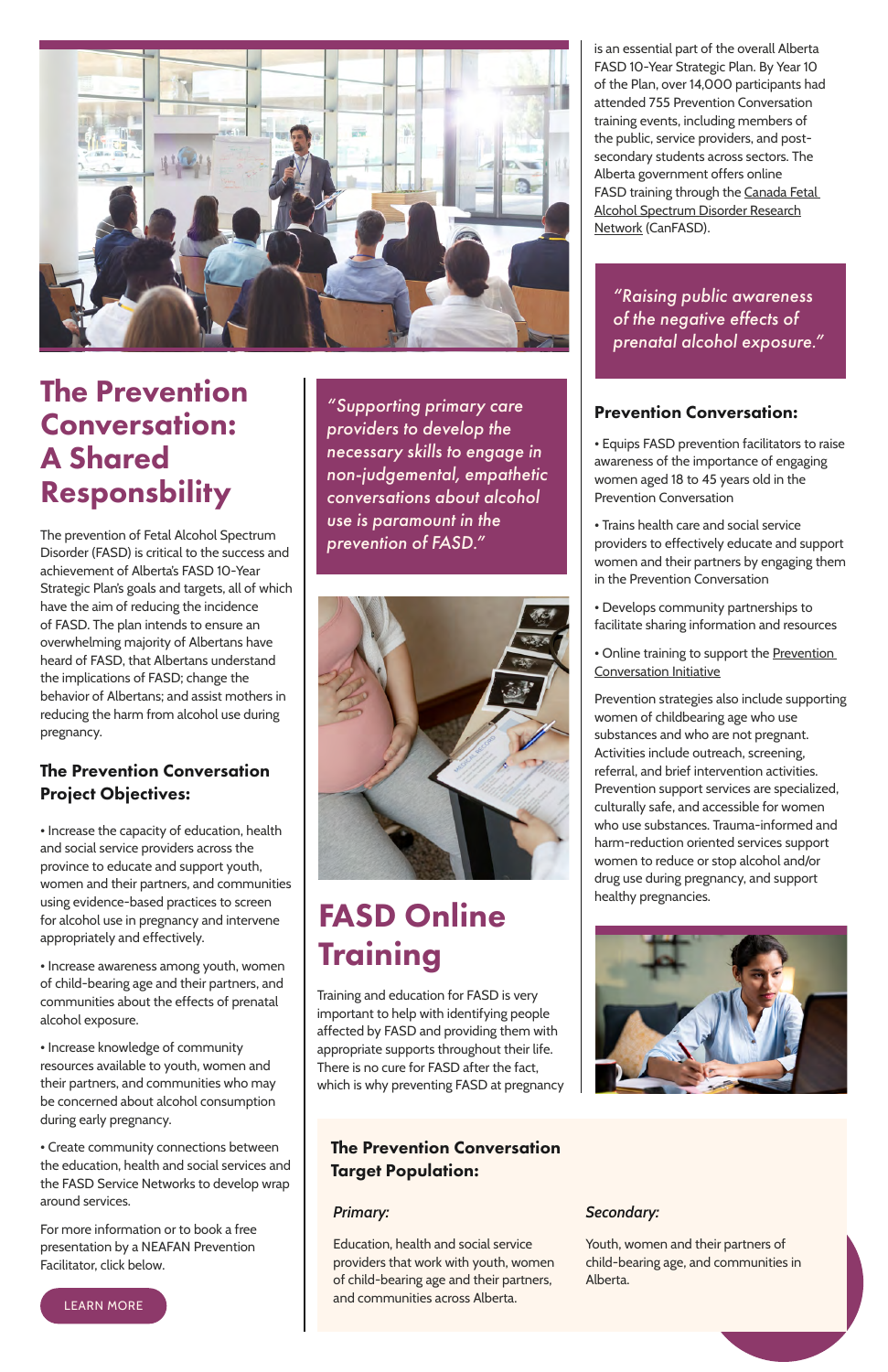# The Prevention Conversation: A Shared Responsbility

The prevention of Fetal Alcohol Spectrum Disorder (FASD) is critical to the success and achievement of Alberta's FASD 10-Year Strategic Plan's goals and targets, all of which have the aim of reducing the incidence of FASD. The plan intends to ensure an overwhelming majority of Albertans have heard of FASD, that Albertans understand the implications of FASD; change the behavior of Albertans; and assist mothers in reducing the harm from alcohol use during pregnancy.

## The Prevention Conversation Project Objectives:

- Increase the capacity of education, health and social service providers across the province to educate and support youth, women and their partners, and communities using evidence-based practices to screen for alcohol use in pregnancy and intervene appropriately and effectively.
- Increase awareness among youth, women of child-bearing age and their partners, and communities about the effects of prenatal alcohol exposure.
- Increase knowledge of community resources available to youth, women and their partners, and communities who may be concerned about alcohol consumption during early pregnancy.
- Create community connections between the education, health and social services and the FASD Service Networks to develop wrap around services.

For more information or to book a free presentation by a NEAFAN Prevention Facilitator, click below.

LEARN MORE

*"Supporting primary care providers to develop the necessary skills to engage in non-judgemental, empathetic conversations about alcohol use is paramount in the prevention of FASD."*

# FASD Online Training

Training and education for FASD is very important to help with identifying people affected by FASD and providing them with appropriate supports throughout their life. There is no cure for FASD after the fact, which is why preventing FASD at pregnancy is an essential part of the overall Alberta FASD 10-Year Strategic Plan. By Year 10 of the Plan, over 14,000 participants had attended 755 Prevention Conversation training events, including members of the public, service providers, and post-secondary students across sectors. The Alberta government offers online FASD training through the Canada Fetal Alcohol Spectrum Disorder Research Network (CanFASD).

*"Raising public awareness of the negative effects of prenatal alcohol exposure."*

## Prevention Conversation:

- Equips FASD prevention facilitators to raise awareness of the importance of engaging women aged 18 to 45 years old in the Prevention Conversation
- Trains health care and social service providers to effectively educate and support women and their partners by engaging them in the Prevention Conversation
- Develops community partnerships to facilitate sharing information and resources
- Online training to support the Prevention Conversation Initiative

Prevention strategies also include supporting women of childbearing age who use substances and who are not pregnant. Activities include outreach, screening, referral, and brief intervention activities. Prevention support services are specialized, culturally safe, and accessible for women who use substances. Trauma-informed and harm-reduction oriented services support women to reduce or stop alcohol and/or drug use during pregnancy, and support healthy pregnancies.

## The Prevention Conversation Target Population:

*Primary:*

Education, health and social service providers that work with youth, women of child-bearing age and their partners, and communities across Alberta.

*Secondary:*

Youth, women and their partners of child-bearing age, and communities in Alberta.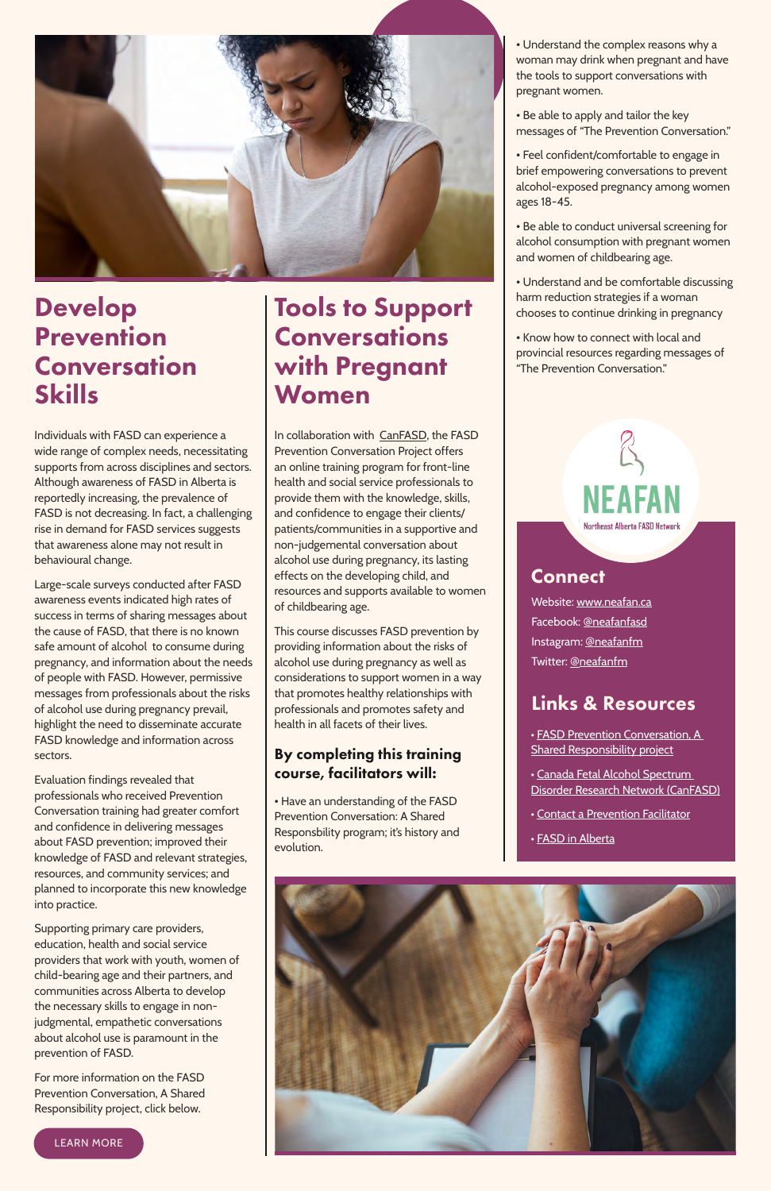# Develop Prevention Conversation Skills

Individuals with FASD can experience a wide range of complex needs, necessitating supports from across disciplines and sectors. Although awareness of FASD in Alberta is reportedly increasing, the prevalence of FASD is not decreasing. In fact, a challenging rise in demand for FASD services suggests that awareness alone may not result in behavioural change.

Large-scale surveys conducted after FASD awareness events indicated high rates of success in terms of sharing messages about the cause of FASD, that there is no known safe amount of alcohol to consume during pregnancy, and information about the needs of people with FASD. However, permissive messages from professionals about the risks of alcohol use during pregnancy prevail, highlight the need to disseminate accurate FASD knowledge and information across sectors.

Evaluation findings revealed that professionals who received Prevention Conversation training had greater comfort and confidence in delivering messages about FASD prevention; improved their knowledge of FASD and relevant strategies, resources, and community services; and planned to incorporate this new knowledge into practice.

Supporting primary care providers, education, health and social service providers that work with youth, women of child-bearing age and their partners, and communities across Alberta to develop the necessary skills to engage in non-judgmental, empathetic conversations about alcohol use is paramount in the prevention of FASD.

For more information on the FASD Prevention Conversation, A Shared Responsibility project, click below.

LEARN MORE

# Tools to Support Conversations with Pregnant Women

In collaboration with CanFASD, the FASD Prevention Conversation Project offers an online training program for front-line health and social service professionals to provide them with the knowledge, skills, and confidence to engage their clients/patients/communities in a supportive and non-judgemental conversation about alcohol use during pregnancy, its lasting effects on the developing child, and resources and supports available to women of childbearing age.

This course discusses FASD prevention by providing information about the risks of alcohol use during pregnancy as well as considerations to support women in a way that promotes healthy relationships with professionals and promotes safety and health in all facets of their lives.

### By completing this training course, facilitators will:

- Have an understanding of the FASD Prevention Conversation: A Shared Responsbility program; it's history and evolution.
- Understand the complex reasons why a woman may drink when pregnant and have the tools to support conversations with pregnant women.
- Be able to apply and tailor the key messages of "The Prevention Conversation."
- Feel confident/comfortable to engage in brief empowering conversations to prevent alcohol-exposed pregnancy among women ages 18-45.
- Be able to conduct universal screening for alcohol consumption with pregnant women and women of childbearing age.
- Understand and be comfortable discussing harm reduction strategies if a woman chooses to continue drinking in pregnancy
- Know how to connect with local and provincial resources regarding messages of "The Prevention Conversation."

NEAFAN
Northeast Alberta FASD Network

## Connect

Website: www.neafan.ca
Facebook: @neafanfasd
Instagram: @neafanfm
Twitter: @neafanfm

## Links & Resources

- FASD Prevention Conversation, A Shared Responsibility project
- Canada Fetal Alcohol Spectrum Disorder Research Network (CanFASD)
- Contact a Prevention Facilitator
- FASD in Alberta